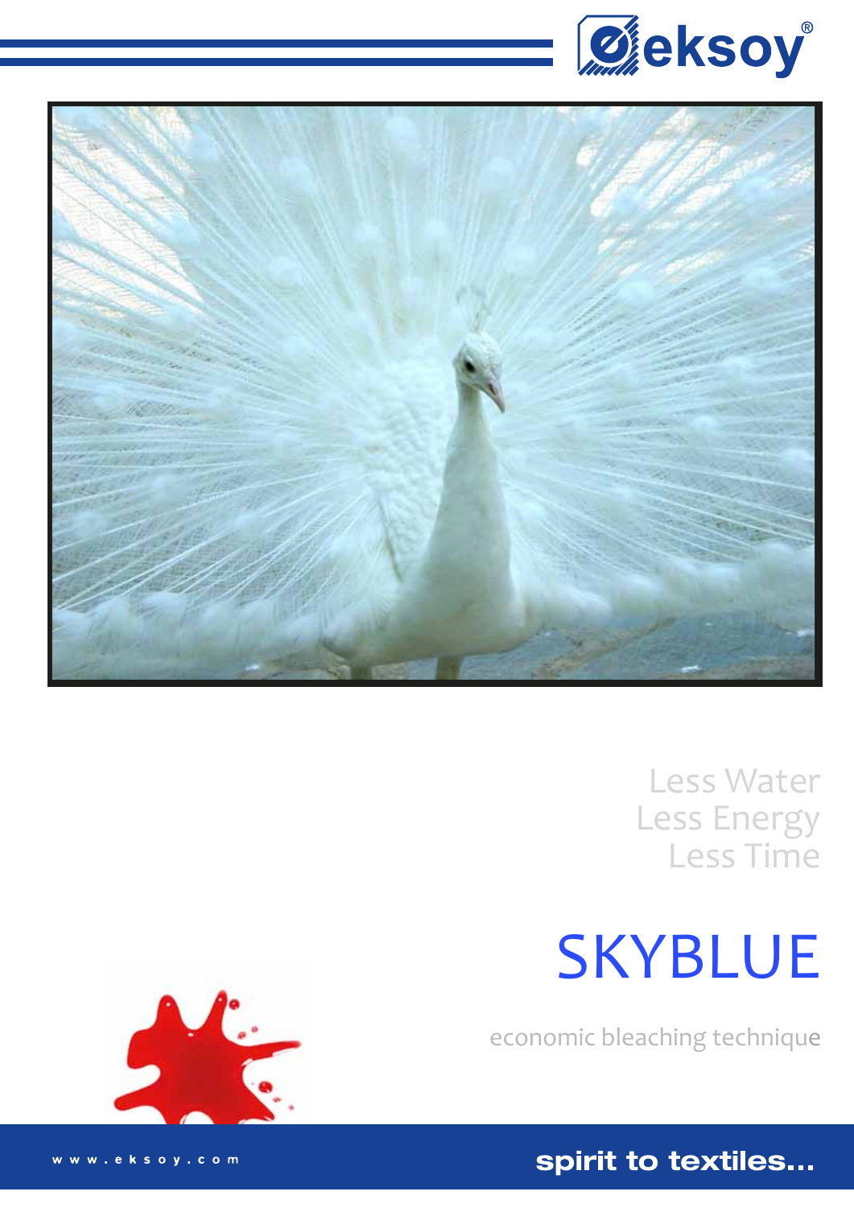eksoy®

Less Water
Less Energy
Less Time

# SKYBLUE

economic bleaching technique

www.eksoy.com

**spirit to textiles...**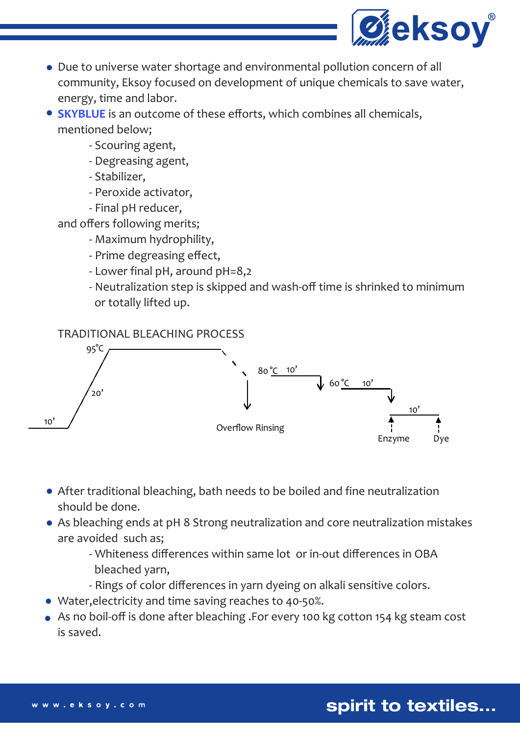- Due to universe water shortage and environmental pollution concern of all community, Eksoy focused on development of unique chemicals to save water, energy, time and labor.
- **SKYBLUE** is an outcome of these efforts, which combines all chemicals, mentioned below;
  - Scouring agent,
  - Degreasing agent,
  - Stabilizer,
  - Peroxide activator,
  - Final pH reducer,

  and offers following merits;
  - Maximum hydrophility,
  - Prime degreasing effect,
  - Lower final pH, around pH=8,2
  - Neutralization step is skipped and wash-off time is shrinked to minimum or totally lifted up.

TRADITIONAL BLEACHING PROCESS

95°C
20'
10'
Overflow Rinsing
80 °C 10'
60 °C 10'
10'
Enzyme
Dye

- After traditional bleaching, bath needs to be boiled and fine neutralization should be done.
- As bleaching ends at pH 8 Strong neutralization and core neutralization mistakes are avoided such as;
  - Whiteness differences within same lot or in-out differences in OBA bleached yarn,
  - Rings of color differences in yarn dyeing on alkali sensitive colors.
- Water,electricity and time saving reaches to 40-50%.
- As no boil-off is done after bleaching .For every 100 kg cotton 154 kg steam cost is saved.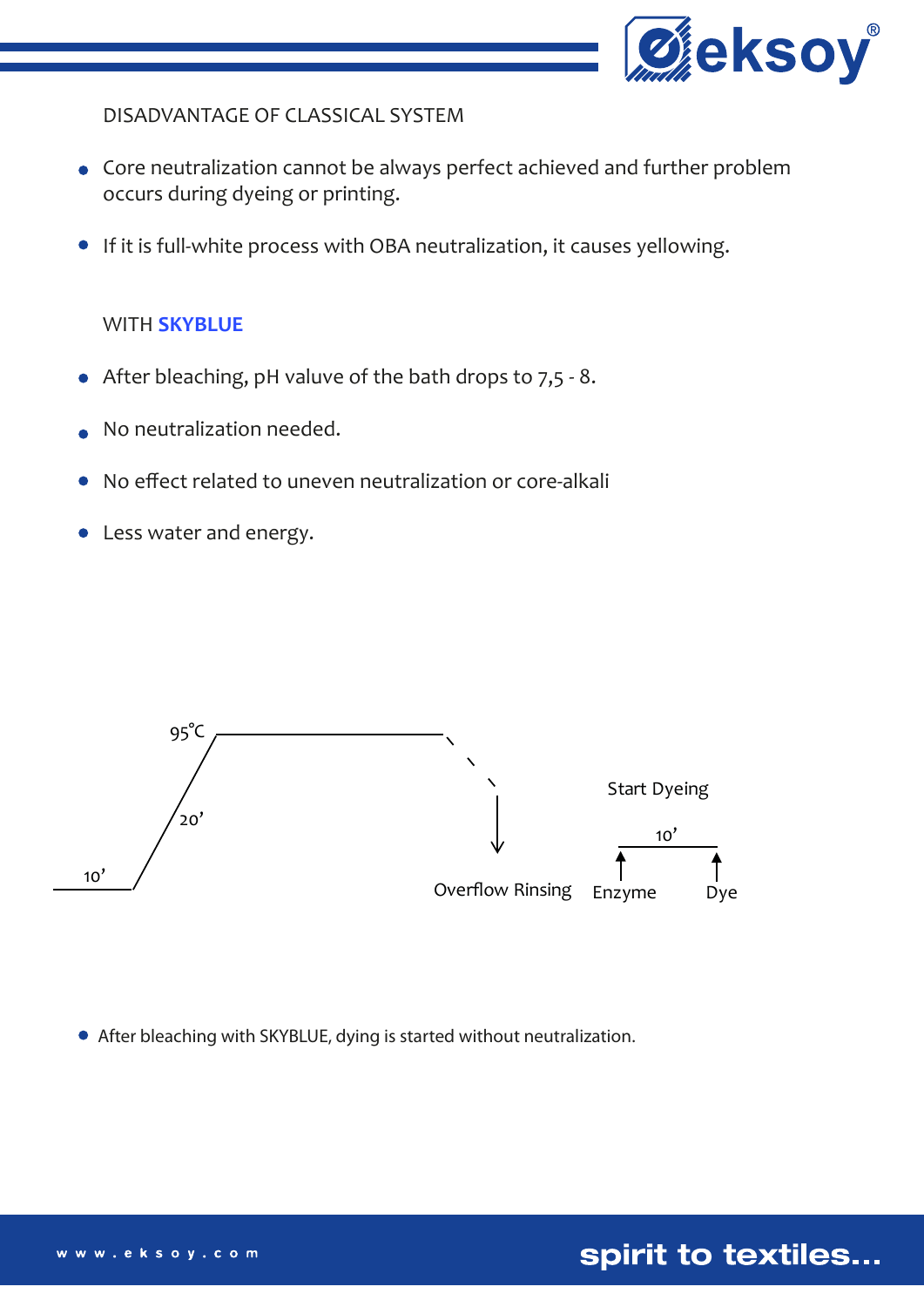## DISADVANTAGE OF CLASSICAL SYSTEM

- Core neutralization cannot be always perfect achieved and further problem occurs during dyeing or printing.
- If it is full-white process with OBA neutralization, it causes yellowing.

## WITH **SKYBLUE**

- After bleaching, pH valuve of the bath drops to 7,5 - 8.
- No neutralization needed.
- No effect related to uneven neutralization or core-alkali
- Less water and energy.

95°C

20’

10’

Overflow Rinsing

Start Dyeing

10’

Enzyme

Dye

- After bleaching with SKYBLUE, dying is started without neutralization.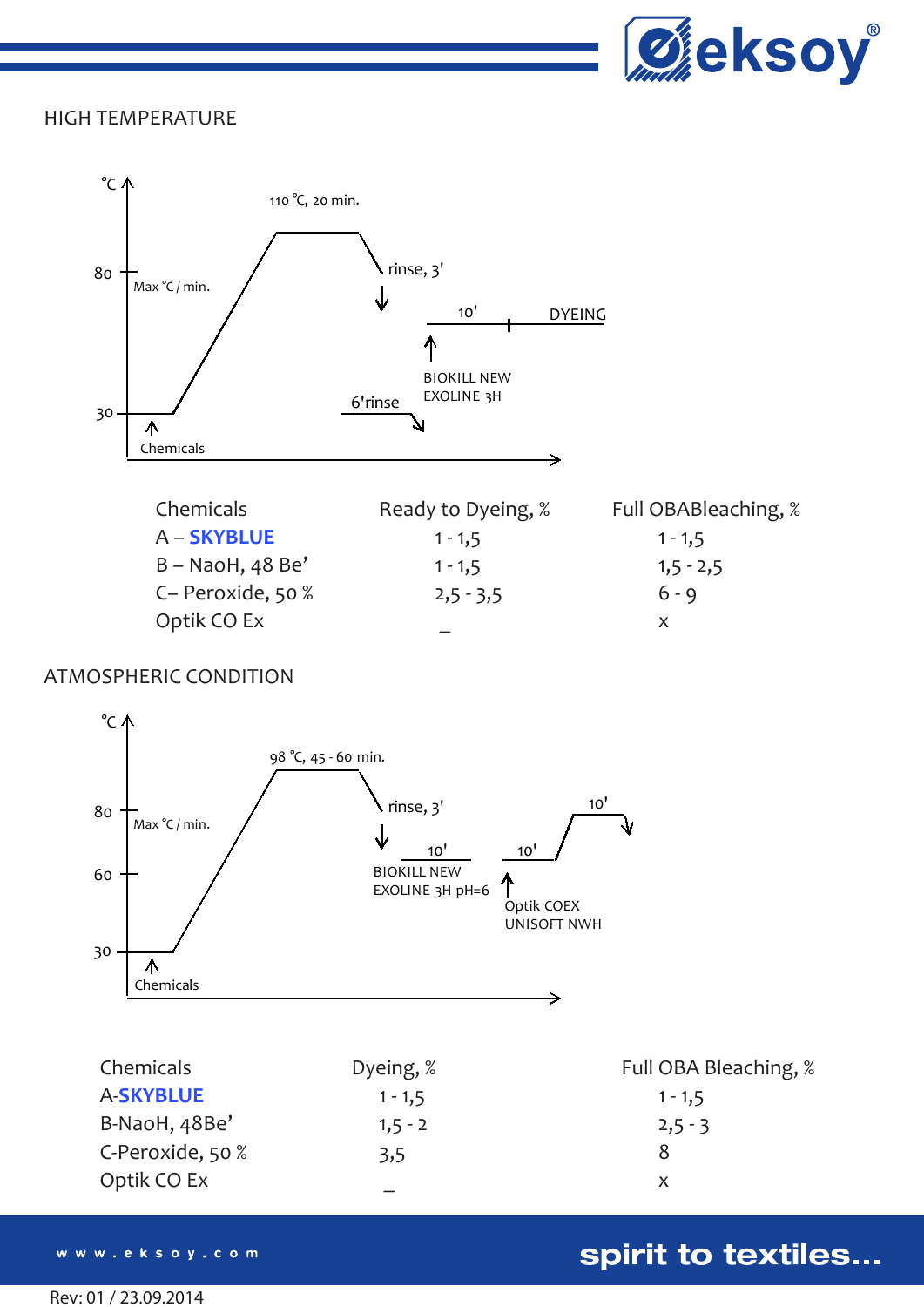## HIGH TEMPERATURE

°C

110 °C, 20 min.

80

Max °C / min.

rinse, 3'

10'

DYEING

BIOKILL NEW
EXOLINE 3H

6'rinse

30

Chemicals

| Chemicals | Ready to Dyeing, % | Full OBABleaching, % |
|---|---|---|
| A – **SKYBLUE** | 1 - 1,5 | 1 - 1,5 |
| B – NaoH, 48 Be' | 1 - 1,5 | 1,5 - 2,5 |
| C– Peroxide, 50 % | 2,5 - 3,5 | 6 - 9 |
| Optik CO Ex | – | x |

## ATMOSPHERIC CONDITION

°C

98 °C, 45 - 60 min.

80

Max °C / min.

rinse, 3'

10'

10'

10'

60

BIOKILL NEW
EXOLINE 3H pH=6

Optik COEX
UNISOFT NWH

30

Chemicals

| Chemicals | Dyeing, % | Full OBA Bleaching, % |
|---|---|---|
| A-**SKYBLUE** | 1 - 1,5 | 1 - 1,5 |
| B-NaoH, 48Be' | 1,5 - 2 | 2,5 - 3 |
| C-Peroxide, 50 % | 3,5 | 8 |
| Optik CO Ex | – | x |

Rev: 01 / 23.09.2014